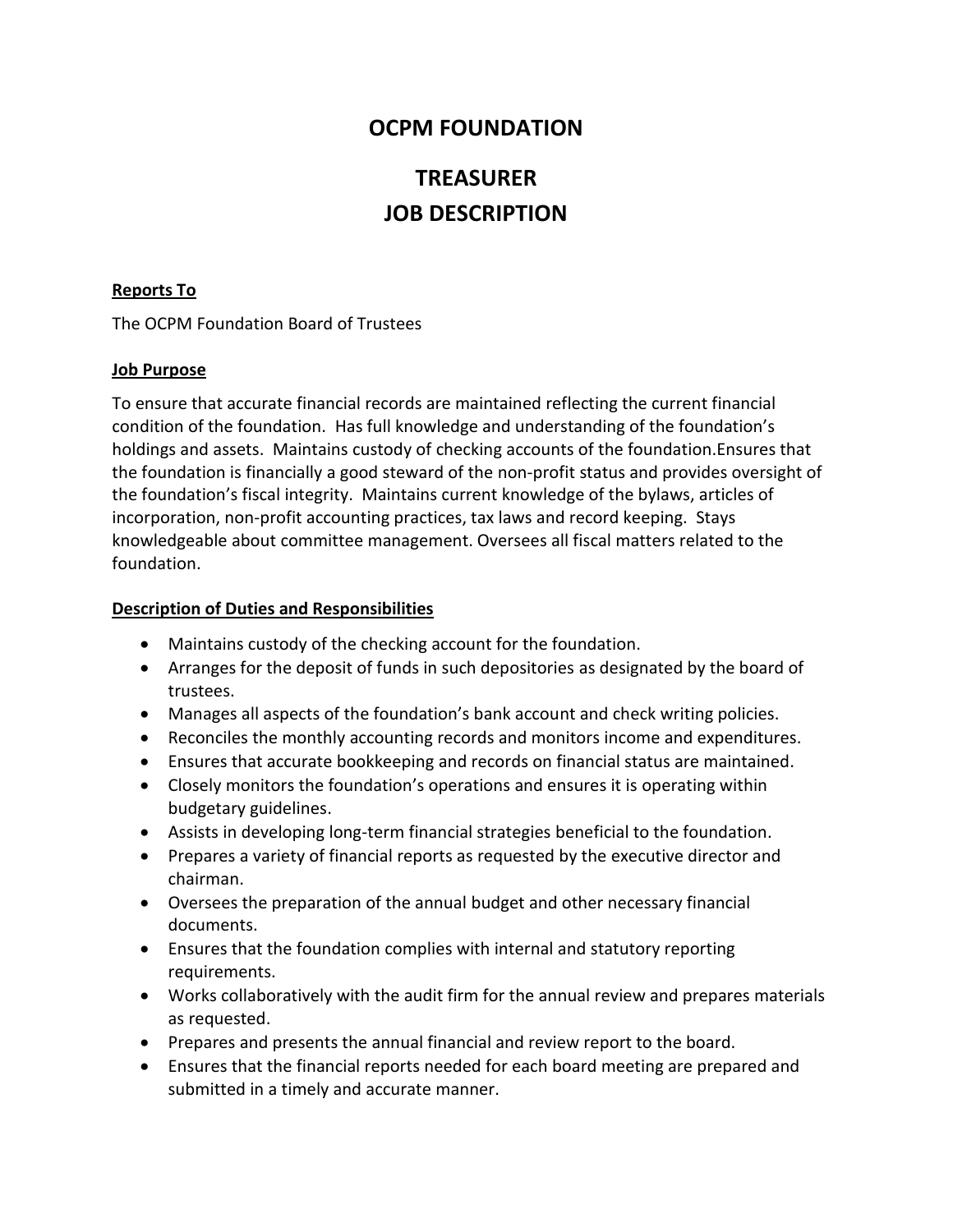# OCPM FOUNDATION

# TREASURER
# JOB DESCRIPTION

**Reports To**

The OCPM Foundation Board of Trustees

**Job Purpose**

To ensure that accurate financial records are maintained reflecting the current financial condition of the foundation. Has full knowledge and understanding of the foundation's holdings and assets. Maintains custody of checking accounts of the foundation.Ensures that the foundation is financially a good steward of the non-profit status and provides oversight of the foundation's fiscal integrity. Maintains current knowledge of the bylaws, articles of incorporation, non-profit accounting practices, tax laws and record keeping. Stays knowledgeable about committee management. Oversees all fiscal matters related to the foundation.

**Description of Duties and Responsibilities**

- Maintains custody of the checking account for the foundation.
- Arranges for the deposit of funds in such depositories as designated by the board of trustees.
- Manages all aspects of the foundation's bank account and check writing policies.
- Reconciles the monthly accounting records and monitors income and expenditures.
- Ensures that accurate bookkeeping and records on financial status are maintained.
- Closely monitors the foundation's operations and ensures it is operating within budgetary guidelines.
- Assists in developing long-term financial strategies beneficial to the foundation.
- Prepares a variety of financial reports as requested by the executive director and chairman.
- Oversees the preparation of the annual budget and other necessary financial documents.
- Ensures that the foundation complies with internal and statutory reporting requirements.
- Works collaboratively with the audit firm for the annual review and prepares materials as requested.
- Prepares and presents the annual financial and review report to the board.
- Ensures that the financial reports needed for each board meeting are prepared and submitted in a timely and accurate manner.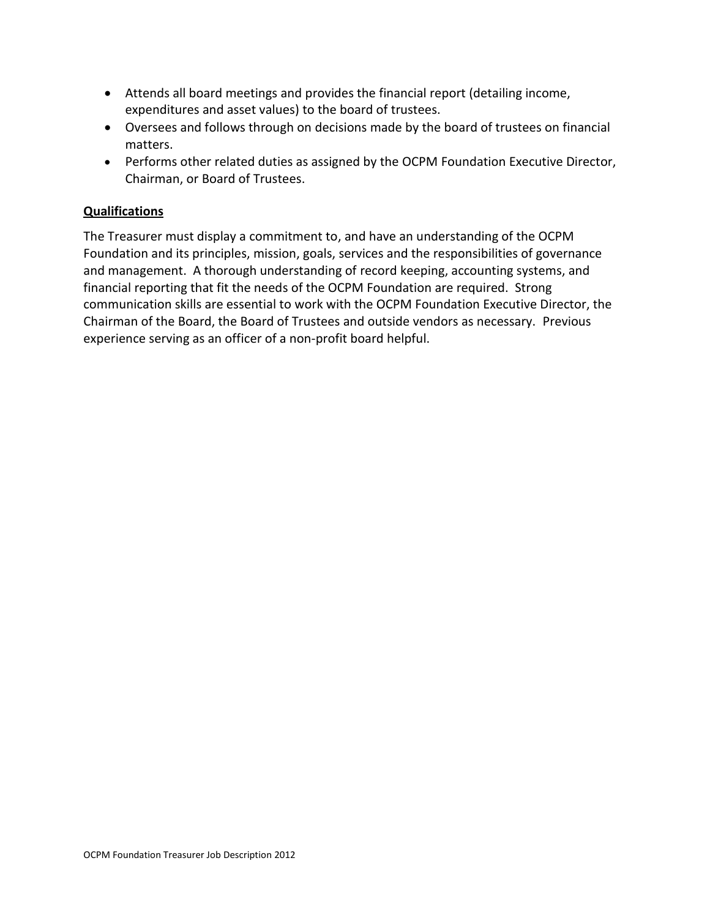- Attends all board meetings and provides the financial report (detailing income, expenditures and asset values) to the board of trustees.
- Oversees and follows through on decisions made by the board of trustees on financial matters.
- Performs other related duties as assigned by the OCPM Foundation Executive Director, Chairman, or Board of Trustees.

**Qualifications**

The Treasurer must display a commitment to, and have an understanding of the OCPM Foundation and its principles, mission, goals, services and the responsibilities of governance and management. A thorough understanding of record keeping, accounting systems, and financial reporting that fit the needs of the OCPM Foundation are required. Strong communication skills are essential to work with the OCPM Foundation Executive Director, the Chairman of the Board, the Board of Trustees and outside vendors as necessary. Previous experience serving as an officer of a non-profit board helpful.